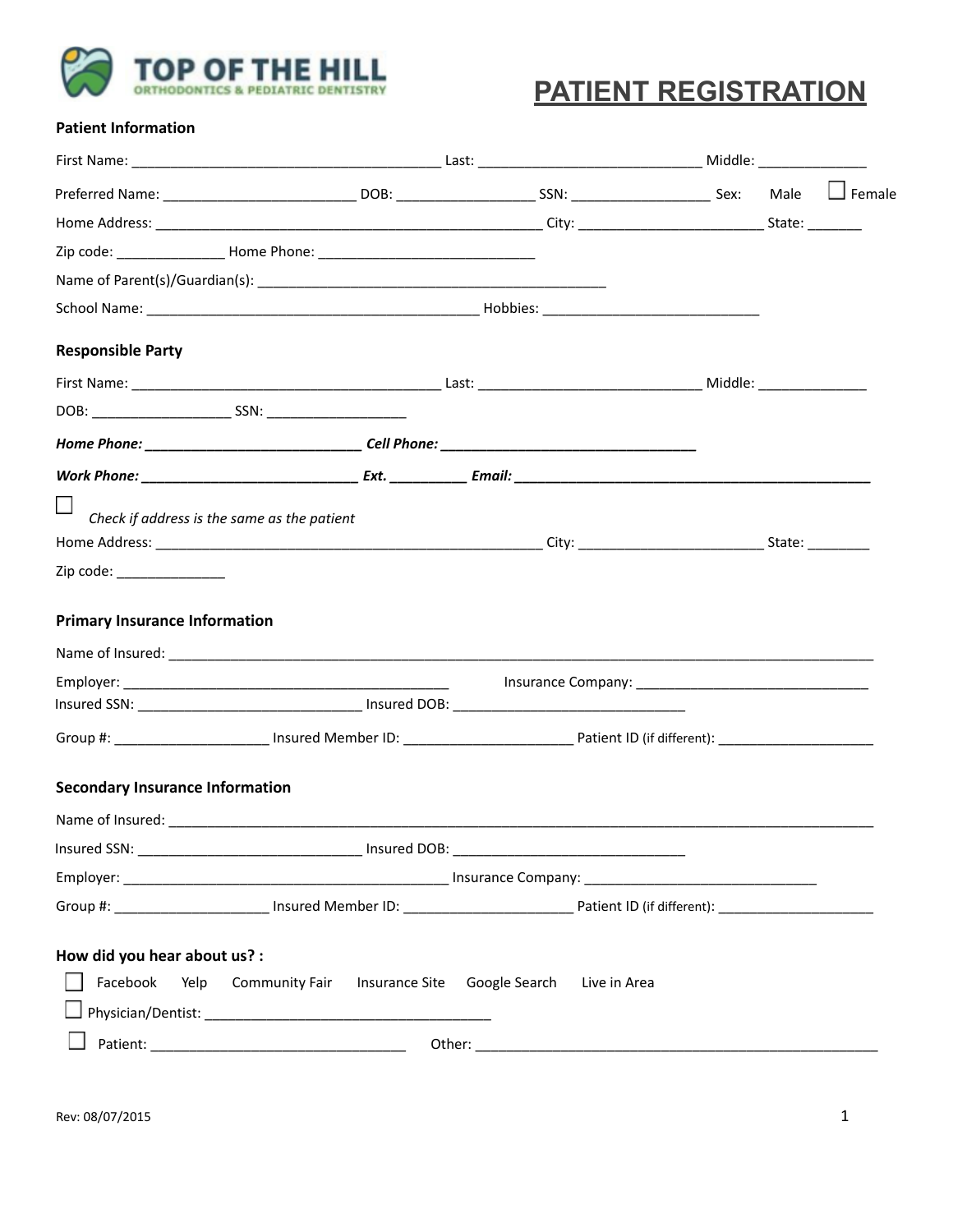TOP OF THE HILL
ORTHODONTICS & PEDIATRIC DENTISTRY

# PATIENT REGISTRATION

## Patient Information

First Name: ________________________________________ Last: _____________________________ Middle: ______________

Preferred Name: _________________________ DOB: __________________ SSN: __________________ Sex: Male ☐ Female

Home Address: __________________________________________________ City: ________________________ State: _______

Zip code: ______________ Home Phone: ____________________________

Name of Parent(s)/Guardian(s): _______________________________________________

School Name: ___________________________________________ Hobbies: ____________________________

## Responsible Party

First Name: ________________________________________ Last: _____________________________ Middle: ______________

DOB: __________________ SSN: __________________

***Home Phone: ____________________________ Cell Phone: _________________________________***

***Work Phone: ____________________________ Ext. __________ Email: ______________________________________________***

☐ *Check if address is the same as the patient*

Home Address: __________________________________________________ City: ________________________ State: ________

Zip code: ______________

## Primary Insurance Information

Name of Insured: ____________________________________________________________________________________________

Employer: __________________________________________ Insurance Company: ______________________________

Insured SSN: _____________________________ Insured DOB: ______________________________

Group #: ____________________ Insured Member ID: ______________________ Patient ID (if different): ____________________

## Secondary Insurance Information

Name of Insured: ____________________________________________________________________________________________

Insured SSN: _____________________________ Insured DOB: ______________________________

Employer: __________________________________________ Insurance Company: ______________________________

Group #: ____________________ Insured Member ID: ______________________ Patient ID (if different): ____________________

## How did you hear about us? :

☐ Facebook Yelp Community Fair Insurance Site Google Search Live in Area

☐ Physician/Dentist: _____________________________________

☐ Patient: _________________________________ Other: _____________________________________________________

Rev: 08/07/2015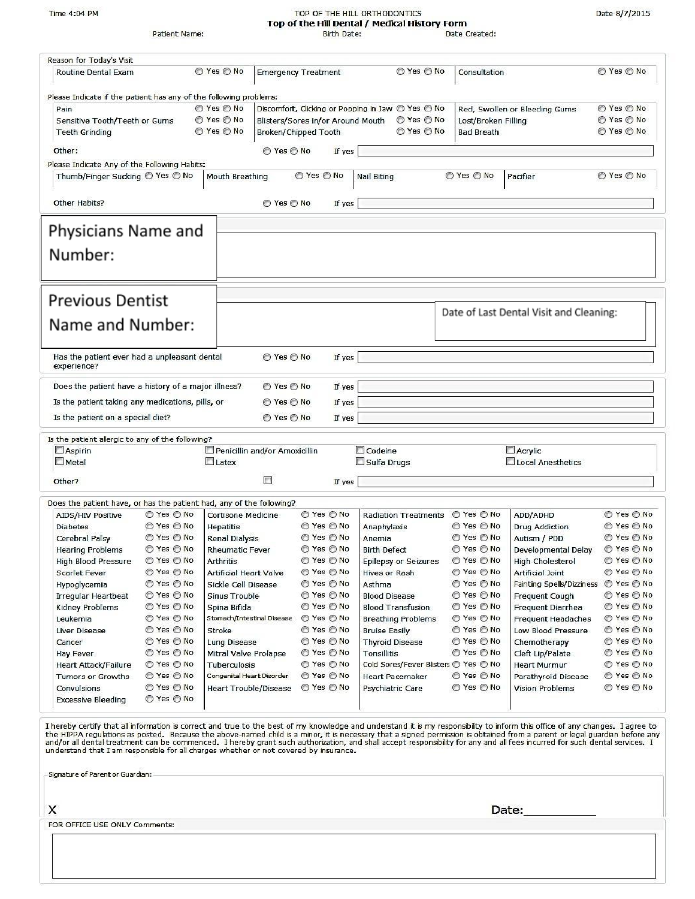Time 4:04 PM

TOP OF THE HILL ORTHODONTICS

Date 8/7/2015

# Top of the Hill Dental / Medical History Form

Patient Name: Birth Date: Date Created:

**Reason for Today's Visit**

| | | | | | |
|---|---|---|---|---|---|
| Routine Dental Exam | ◯ Yes ◯ No | Emergency Treatment | ◯ Yes ◯ No | Consultation | ◯ Yes ◯ No |

**Please Indicate if the patient has any of the following problems:**

| | | | | | |
|---|---|---|---|---|---|
| Pain | ◯ Yes ◯ No | Discomfort, Clicking or Popping in Jaw | ◯ Yes ◯ No | Red, Swollen or Bleeding Gums | ◯ Yes ◯ No |
| Sensitive Tooth/Teeth or Gums | ◯ Yes ◯ No | Blisters/Sores in/or Around Mouth | ◯ Yes ◯ No | Lost/Broken Filling | ◯ Yes ◯ No |
| Teeth Grinding | ◯ Yes ◯ No | Broken/Chipped Tooth | ◯ Yes ◯ No | Bad Breath | ◯ Yes ◯ No |

Other: ◯ Yes ◯ No If yes

**Please Indicate Any of the Following Habits:**

| | | | | | | | |
|---|---|---|---|---|---|---|---|
| Thumb/Finger Sucking | ◯ Yes ◯ No | Mouth Breathing | ◯ Yes ◯ No | Nail Biting | ◯ Yes ◯ No | Pacifier | ◯ Yes ◯ No |

Other Habits? ◯ Yes ◯ No If yes

## Physicians Name and Number:

## Previous Dentist Name and Number:

Date of Last Dental Visit and Cleaning:

Has the patient ever had a unpleasant dental experience? ◯ Yes ◯ No If yes

Does the patient have a history of a major illness? ◯ Yes ◯ No If yes

Is the patient taking any medications, pills, or ◯ Yes ◯ No If yes

Is the patient on a special diet? ◯ Yes ◯ No If yes

**Is the patient allergic to any of the following?**

| | | | |
|---|---|---|---|
| ☐ Aspirin | ☐ Penicillin and/or Amoxicillin | ☐ Codeine | ☐ Acrylic |
| ☐ Metal | ☐ Latex | ☐ Sulfa Drugs | ☐ Local Anesthetics |

Other? ☐ If yes

**Does the patient have, or has the patient had, any of the following?**

| | | | | | | | |
|---|---|---|---|---|---|---|---|
| AIDS/HIV Positive | ◯ Yes ◯ No | Cortisone Medicine | ◯ Yes ◯ No | Radiation Treatments | ◯ Yes ◯ No | ADD/ADHD | ◯ Yes ◯ No |
| Diabetes | ◯ Yes ◯ No | Hepatitis | ◯ Yes ◯ No | Anaphylaxis | ◯ Yes ◯ No | Drug Addiction | ◯ Yes ◯ No |
| Cerebral Palsy | ◯ Yes ◯ No | Renal Dialysis | ◯ Yes ◯ No | Anemia | ◯ Yes ◯ No | Autism / PDD | ◯ Yes ◯ No |
| Hearing Problems | ◯ Yes ◯ No | Rheumatic Fever | ◯ Yes ◯ No | Birth Defect | ◯ Yes ◯ No | Developmental Delay | ◯ Yes ◯ No |
| High Blood Pressure | ◯ Yes ◯ No | Arthritis | ◯ Yes ◯ No | Epilepsy or Seizures | ◯ Yes ◯ No | High Cholesterol | ◯ Yes ◯ No |
| Scarlet Fever | ◯ Yes ◯ No | Artificial Heart Valve | ◯ Yes ◯ No | Hives or Rash | ◯ Yes ◯ No | Artificial Joint | ◯ Yes ◯ No |
| Hypoglycemia | ◯ Yes ◯ No | Sickle Cell Disease | ◯ Yes ◯ No | Asthma | ◯ Yes ◯ No | Fainting Spells/Dizziness | ◯ Yes ◯ No |
| Irregular Heartbeat | ◯ Yes ◯ No | Sinus Trouble | ◯ Yes ◯ No | Blood Disease | ◯ Yes ◯ No | Frequent Cough | ◯ Yes ◯ No |
| Kidney Problems | ◯ Yes ◯ No | Spina Bifida | ◯ Yes ◯ No | Blood Transfusion | ◯ Yes ◯ No | Frequent Diarrhea | ◯ Yes ◯ No |
| Leukemia | ◯ Yes ◯ No | Stomach/Intestinal Disease | ◯ Yes ◯ No | Breathing Problems | ◯ Yes ◯ No | Frequent Headaches | ◯ Yes ◯ No |
| Liver Disease | ◯ Yes ◯ No | Stroke | ◯ Yes ◯ No | Bruise Easily | ◯ Yes ◯ No | Low Blood Pressure | ◯ Yes ◯ No |
| Cancer | ◯ Yes ◯ No | Lung Disease | ◯ Yes ◯ No | Thyroid Disease | ◯ Yes ◯ No | Chemotherapy | ◯ Yes ◯ No |
| Hay Fever | ◯ Yes ◯ No | Mitral Valve Prolapse | ◯ Yes ◯ No | Tonsillitis | ◯ Yes ◯ No | Cleft Lip/Palate | ◯ Yes ◯ No |
| Heart Attack/Failure | ◯ Yes ◯ No | Tuberculosis | ◯ Yes ◯ No | Cold Sores/Fever Blisters | ◯ Yes ◯ No | Heart Murmur | ◯ Yes ◯ No |
| Tumors or Growths | ◯ Yes ◯ No | Congenital Heart Disorder | ◯ Yes ◯ No | Heart Pacemaker | ◯ Yes ◯ No | Parathyroid Disease | ◯ Yes ◯ No |
| Convulsions | ◯ Yes ◯ No | Heart Trouble/Disease | ◯ Yes ◯ No | Psychiatric Care | ◯ Yes ◯ No | Vision Problems | ◯ Yes ◯ No |
| Excessive Bleeding | ◯ Yes ◯ No | | | | | | |

I hereby certify that all information is correct and true to the best of my knowledge and understand it is my responsibility to inform this office of any changes. I agree to the HIPPA regulations as posted. Because the above-named child is a minor, it is necessary that a signed permission is obtained from a parent or legal guardian before any and/or all dental treatment can be commenced. I hereby grant such authorization, and shall accept responsibility for any and all fees incurred for such dental services. I understand that I am responsible for all charges whether or not covered by insurance.

Signature of Parent or Guardian:

X Date:___________

FOR OFFICE USE ONLY Comments: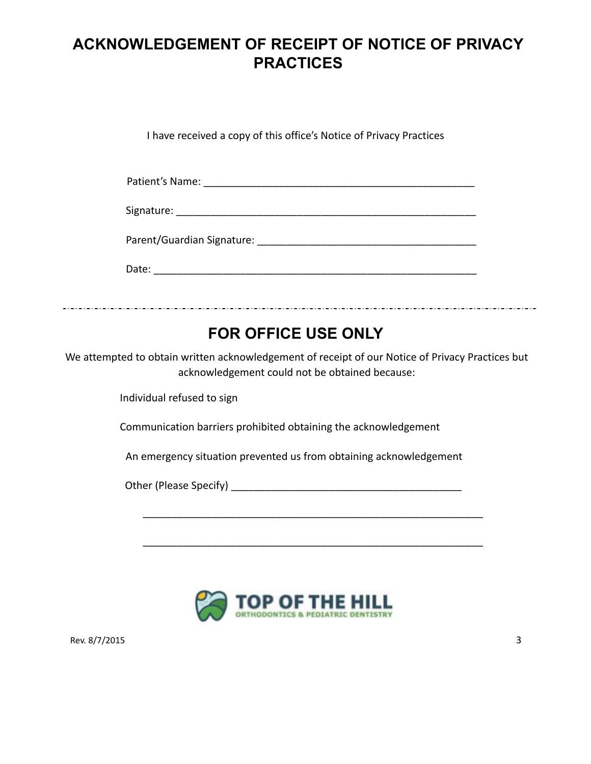# ACKNOWLEDGEMENT OF RECEIPT OF NOTICE OF PRIVACY PRACTICES

I have received a copy of this office's Notice of Privacy Practices

Patient's Name: _______________________________________________

Signature: _____________________________________________________

Parent/Guardian Signature: ______________________________________

Date: _________________________________________________________

---

## FOR OFFICE USE ONLY

We attempted to obtain written acknowledgement of receipt of our Notice of Privacy Practices but acknowledgement could not be obtained because:

Individual refused to sign

Communication barriers prohibited obtaining the acknowledgement

An emergency situation prevented us from obtaining acknowledgement

Other (Please Specify) ________________________________________

_____________________________________________________________

_____________________________________________________________

TOP OF THE HILL
ORTHODONTICS & PEDIATRIC DENTISTRY

Rev. 8/7/2015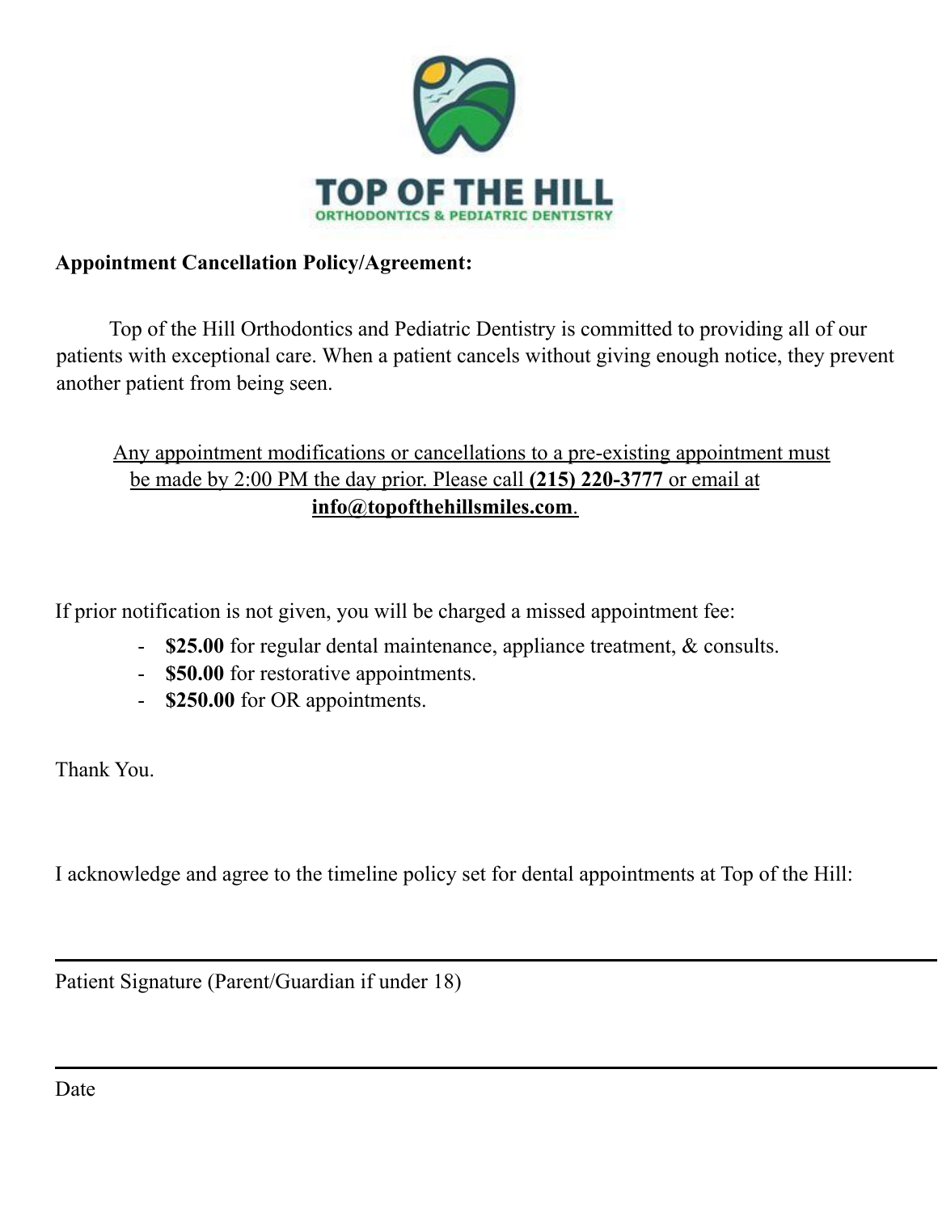TOP OF THE HILL
ORTHODONTICS & PEDIATRIC DENTISTRY

**Appointment Cancellation Policy/Agreement:**

Top of the Hill Orthodontics and Pediatric Dentistry is committed to providing all of our patients with exceptional care. When a patient cancels without giving enough notice, they prevent another patient from being seen.

Any appointment modifications or cancellations to a pre-existing appointment must be made by 2:00 PM the day prior. Please call **(215) 220-3777** or email at **info@topofthehillsmiles.com**.

If prior notification is not given, you will be charged a missed appointment fee:

- **$25.00** for regular dental maintenance, appliance treatment, & consults.
- **$50.00** for restorative appointments.
- **$250.00** for OR appointments.

Thank You.

I acknowledge and agree to the timeline policy set for dental appointments at Top of the Hill:

______________________________

Patient Signature (Parent/Guardian if under 18)

______________________________

Date